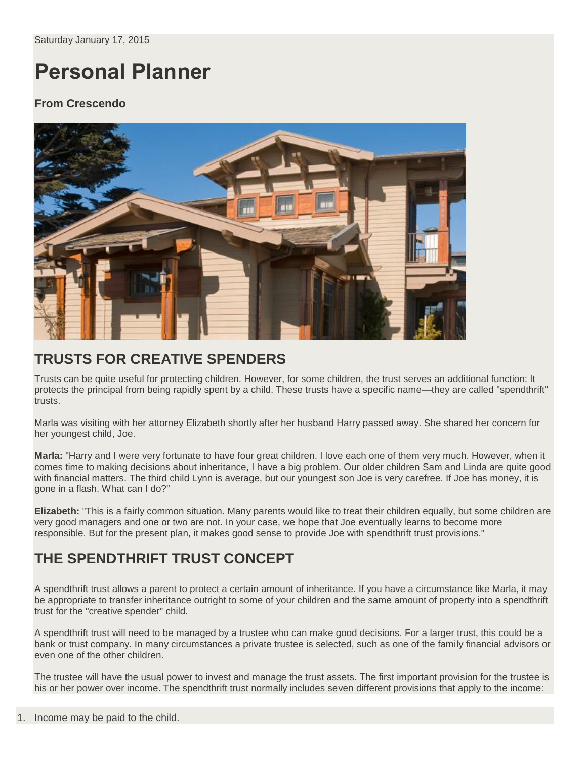Saturday January 17, 2015

# Personal Planner

**From Crescendo**

## TRUSTS FOR CREATIVE SPENDERS

Trusts can be quite useful for protecting children. However, for some children, the trust serves an additional function: It protects the principal from being rapidly spent by a child. These trusts have a specific name—they are called "spendthrift" trusts.

Marla was visiting with her attorney Elizabeth shortly after her husband Harry passed away. She shared her concern for her youngest child, Joe.

**Marla:** "Harry and I were very fortunate to have four great children. I love each one of them very much. However, when it comes time to making decisions about inheritance, I have a big problem. Our older children Sam and Linda are quite good with financial matters. The third child Lynn is average, but our youngest son Joe is very carefree. If Joe has money, it is gone in a flash. What can I do?"

**Elizabeth:** "This is a fairly common situation. Many parents would like to treat their children equally, but some children are very good managers and one or two are not. In your case, we hope that Joe eventually learns to become more responsible. But for the present plan, it makes good sense to provide Joe with spendthrift trust provisions."

## THE SPENDTHRIFT TRUST CONCEPT

A spendthrift trust allows a parent to protect a certain amount of inheritance. If you have a circumstance like Marla, it may be appropriate to transfer inheritance outright to some of your children and the same amount of property into a spendthrift trust for the "creative spender" child.

A spendthrift trust will need to be managed by a trustee who can make good decisions. For a larger trust, this could be a bank or trust company. In many circumstances a private trustee is selected, such as one of the family financial advisors or even one of the other children.

The trustee will have the usual power to invest and manage the trust assets. The first important provision for the trustee is his or her power over income. The spendthrift trust normally includes seven different provisions that apply to the income:

1. Income may be paid to the child.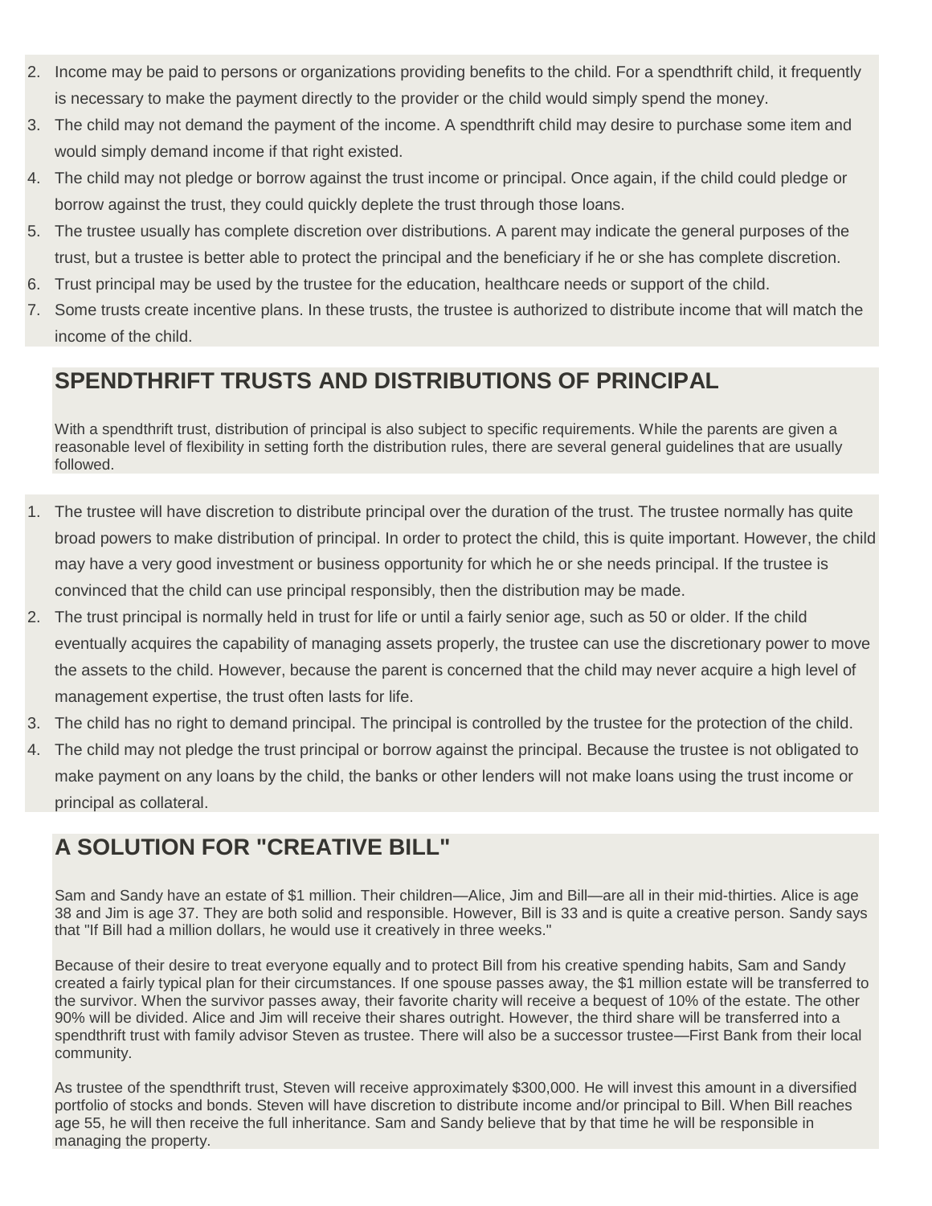2. Income may be paid to persons or organizations providing benefits to the child. For a spendthrift child, it frequently is necessary to make the payment directly to the provider or the child would simply spend the money.
3. The child may not demand the payment of the income. A spendthrift child may desire to purchase some item and would simply demand income if that right existed.
4. The child may not pledge or borrow against the trust income or principal. Once again, if the child could pledge or borrow against the trust, they could quickly deplete the trust through those loans.
5. The trustee usually has complete discretion over distributions. A parent may indicate the general purposes of the trust, but a trustee is better able to protect the principal and the beneficiary if he or she has complete discretion.
6. Trust principal may be used by the trustee for the education, healthcare needs or support of the child.
7. Some trusts create incentive plans. In these trusts, the trustee is authorized to distribute income that will match the income of the child.

## SPENDTHRIFT TRUSTS AND DISTRIBUTIONS OF PRINCIPAL

With a spendthrift trust, distribution of principal is also subject to specific requirements. While the parents are given a reasonable level of flexibility in setting forth the distribution rules, there are several general guidelines that are usually followed.

1. The trustee will have discretion to distribute principal over the duration of the trust. The trustee normally has quite broad powers to make distribution of principal. In order to protect the child, this is quite important. However, the child may have a very good investment or business opportunity for which he or she needs principal. If the trustee is convinced that the child can use principal responsibly, then the distribution may be made.
2. The trust principal is normally held in trust for life or until a fairly senior age, such as 50 or older. If the child eventually acquires the capability of managing assets properly, the trustee can use the discretionary power to move the assets to the child. However, because the parent is concerned that the child may never acquire a high level of management expertise, the trust often lasts for life.
3. The child has no right to demand principal. The principal is controlled by the trustee for the protection of the child.
4. The child may not pledge the trust principal or borrow against the principal. Because the trustee is not obligated to make payment on any loans by the child, the banks or other lenders will not make loans using the trust income or principal as collateral.

## A SOLUTION FOR "CREATIVE BILL"

Sam and Sandy have an estate of $1 million. Their children—Alice, Jim and Bill—are all in their mid-thirties. Alice is age 38 and Jim is age 37. They are both solid and responsible. However, Bill is 33 and is quite a creative person. Sandy says that "If Bill had a million dollars, he would use it creatively in three weeks."

Because of their desire to treat everyone equally and to protect Bill from his creative spending habits, Sam and Sandy created a fairly typical plan for their circumstances. If one spouse passes away, the $1 million estate will be transferred to the survivor. When the survivor passes away, their favorite charity will receive a bequest of 10% of the estate. The other 90% will be divided. Alice and Jim will receive their shares outright. However, the third share will be transferred into a spendthrift trust with family advisor Steven as trustee. There will also be a successor trustee—First Bank from their local community.

As trustee of the spendthrift trust, Steven will receive approximately $300,000. He will invest this amount in a diversified portfolio of stocks and bonds. Steven will have discretion to distribute income and/or principal to Bill. When Bill reaches age 55, he will then receive the full inheritance. Sam and Sandy believe that by that time he will be responsible in managing the property.